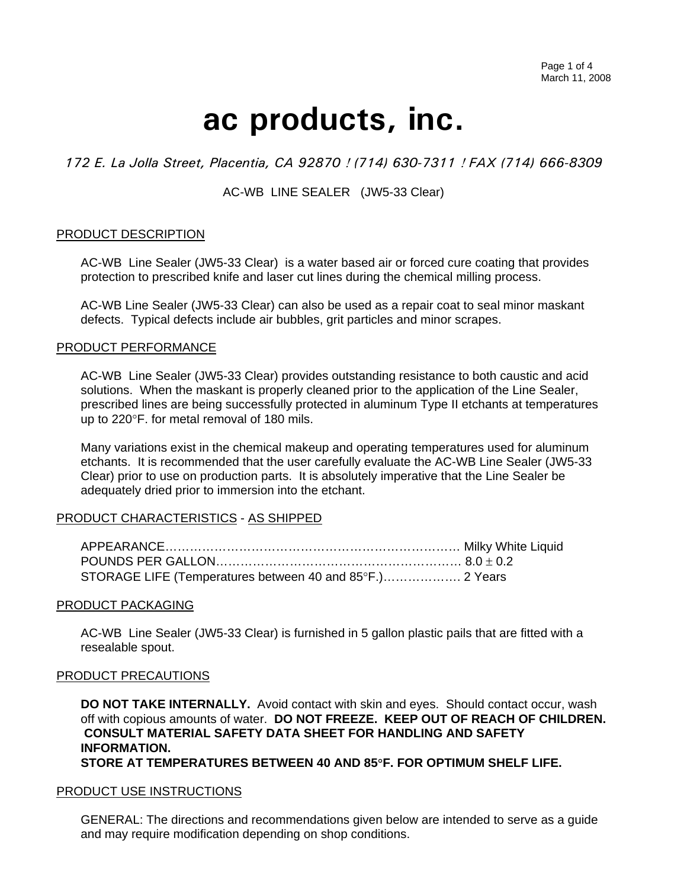# ac products, inc.

*172 E. La Jolla Street, Placentia, CA 92870 ! (714) 630-7311 ! FAX (714) 666-8309*

AC-WB LINE SEALER (JW5-33 Clear)

## PRODUCT DESCRIPTION

AC-WB Line Sealer (JW5-33 Clear) is a water based air or forced cure coating that provides protection to prescribed knife and laser cut lines during the chemical milling process.

AC-WB Line Sealer (JW5-33 Clear) can also be used as a repair coat to seal minor maskant defects. Typical defects include air bubbles, grit particles and minor scrapes.

## PRODUCT PERFORMANCE

AC-WB Line Sealer (JW5-33 Clear) provides outstanding resistance to both caustic and acid solutions. When the maskant is properly cleaned prior to the application of the Line Sealer, prescribed lines are being successfully protected in aluminum Type II etchants at temperatures up to 220°F. for metal removal of 180 mils.

Many variations exist in the chemical makeup and operating temperatures used for aluminum etchants. It is recommended that the user carefully evaluate the AC-WB Line Sealer (JW5-33 Clear) prior to use on production parts. It is absolutely imperative that the Line Sealer be adequately dried prior to immersion into the etchant.

## PRODUCT CHARACTERISTICS - AS SHIPPED

APPEARANCE………………………………………………………………… Milky White Liquid
POUNDS PER GALLON…………………………………………………… 8.0 ± 0.2
STORAGE LIFE (Temperatures between 40 and 85°F.)………………. 2 Years

## PRODUCT PACKAGING

AC-WB Line Sealer (JW5-33 Clear) is furnished in 5 gallon plastic pails that are fitted with a resealable spout.

## PRODUCT PRECAUTIONS

**DO NOT TAKE INTERNALLY.** Avoid contact with skin and eyes. Should contact occur, wash off with copious amounts of water. **DO NOT FREEZE. KEEP OUT OF REACH OF CHILDREN. CONSULT MATERIAL SAFETY DATA SHEET FOR HANDLING AND SAFETY INFORMATION.**
**STORE AT TEMPERATURES BETWEEN 40 AND 85°F. FOR OPTIMUM SHELF LIFE.**

## PRODUCT USE INSTRUCTIONS

GENERAL: The directions and recommendations given below are intended to serve as a guide and may require modification depending on shop conditions.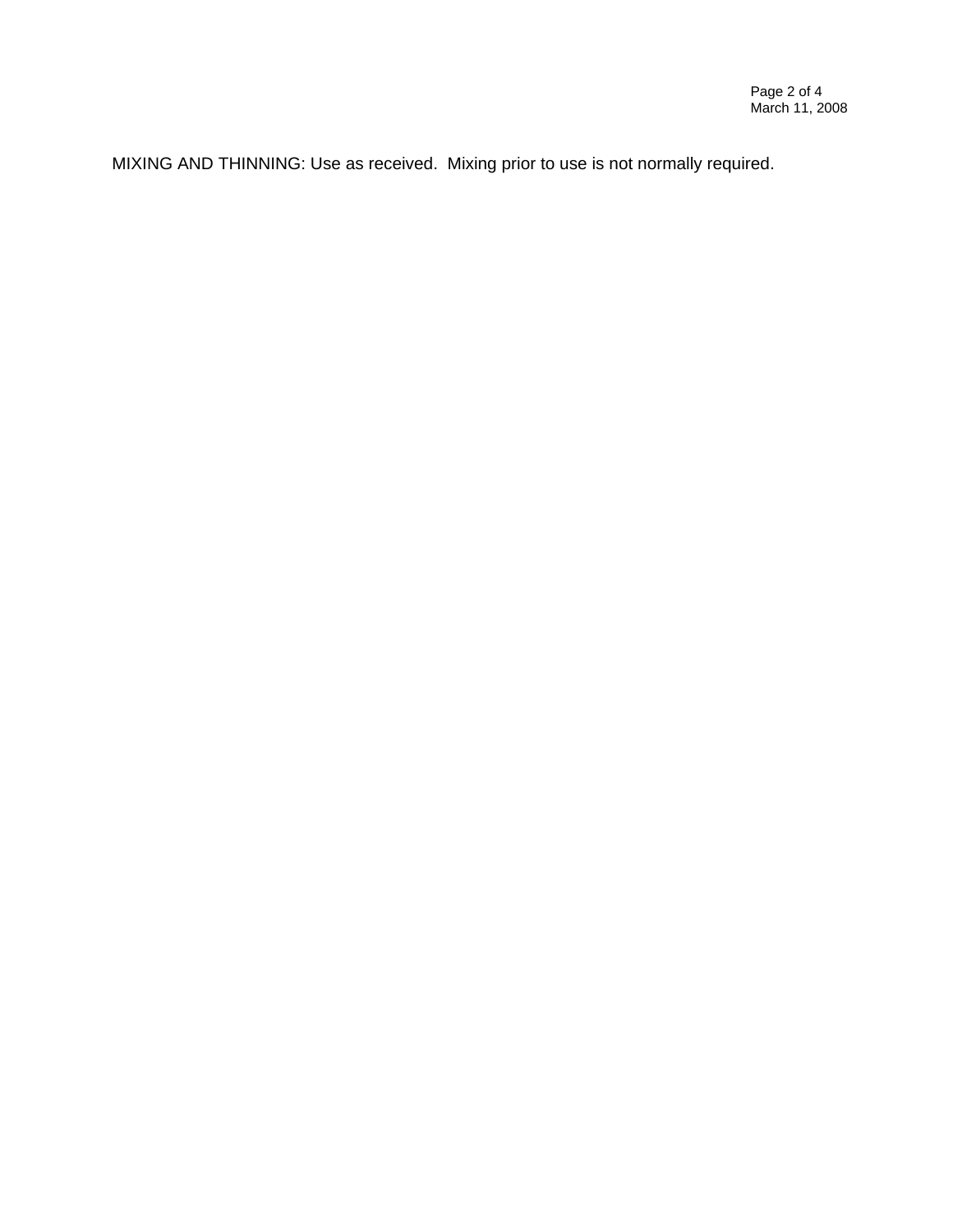MIXING AND THINNING: Use as received.  Mixing prior to use is not normally required.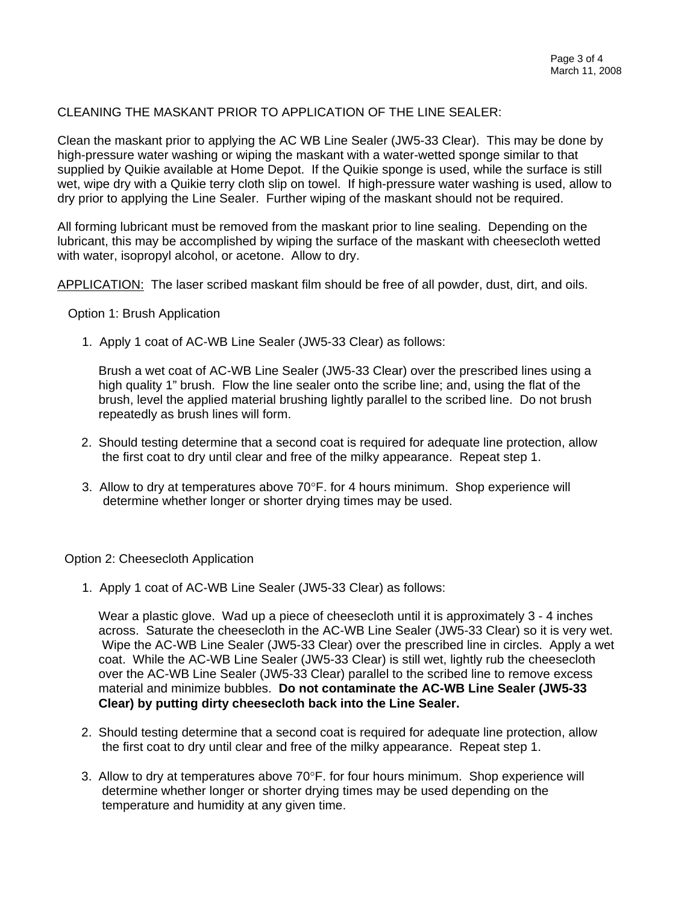CLEANING THE MASKANT PRIOR TO APPLICATION OF THE LINE SEALER:

Clean the maskant prior to applying the AC WB Line Sealer (JW5-33 Clear). This may be done by high-pressure water washing or wiping the maskant with a water-wetted sponge similar to that supplied by Quikie available at Home Depot. If the Quikie sponge is used, while the surface is still wet, wipe dry with a Quikie terry cloth slip on towel. If high-pressure water washing is used, allow to dry prior to applying the Line Sealer. Further wiping of the maskant should not be required.

All forming lubricant must be removed from the maskant prior to line sealing. Depending on the lubricant, this may be accomplished by wiping the surface of the maskant with cheesecloth wetted with water, isopropyl alcohol, or acetone. Allow to dry.

<u>APPLICATION:</u> The laser scribed maskant film should be free of all powder, dust, dirt, and oils.

Option 1: Brush Application

1. Apply 1 coat of AC-WB Line Sealer (JW5-33 Clear) as follows:

   Brush a wet coat of AC-WB Line Sealer (JW5-33 Clear) over the prescribed lines using a high quality 1" brush. Flow the line sealer onto the scribe line; and, using the flat of the brush, level the applied material brushing lightly parallel to the scribed line. Do not brush repeatedly as brush lines will form.

2. Should testing determine that a second coat is required for adequate line protection, allow the first coat to dry until clear and free of the milky appearance. Repeat step 1.

3. Allow to dry at temperatures above 70°F. for 4 hours minimum. Shop experience will determine whether longer or shorter drying times may be used.

Option 2: Cheesecloth Application

1. Apply 1 coat of AC-WB Line Sealer (JW5-33 Clear) as follows:

   Wear a plastic glove. Wad up a piece of cheesecloth until it is approximately 3 - 4 inches across. Saturate the cheesecloth in the AC-WB Line Sealer (JW5-33 Clear) so it is very wet. Wipe the AC-WB Line Sealer (JW5-33 Clear) over the prescribed line in circles. Apply a wet coat. While the AC-WB Line Sealer (JW5-33 Clear) is still wet, lightly rub the cheesecloth over the AC-WB Line Sealer (JW5-33 Clear) parallel to the scribed line to remove excess material and minimize bubbles. **Do not contaminate the AC-WB Line Sealer (JW5-33 Clear) by putting dirty cheesecloth back into the Line Sealer.**

2. Should testing determine that a second coat is required for adequate line protection, allow the first coat to dry until clear and free of the milky appearance. Repeat step 1.

3. Allow to dry at temperatures above 70°F. for four hours minimum. Shop experience will determine whether longer or shorter drying times may be used depending on the temperature and humidity at any given time.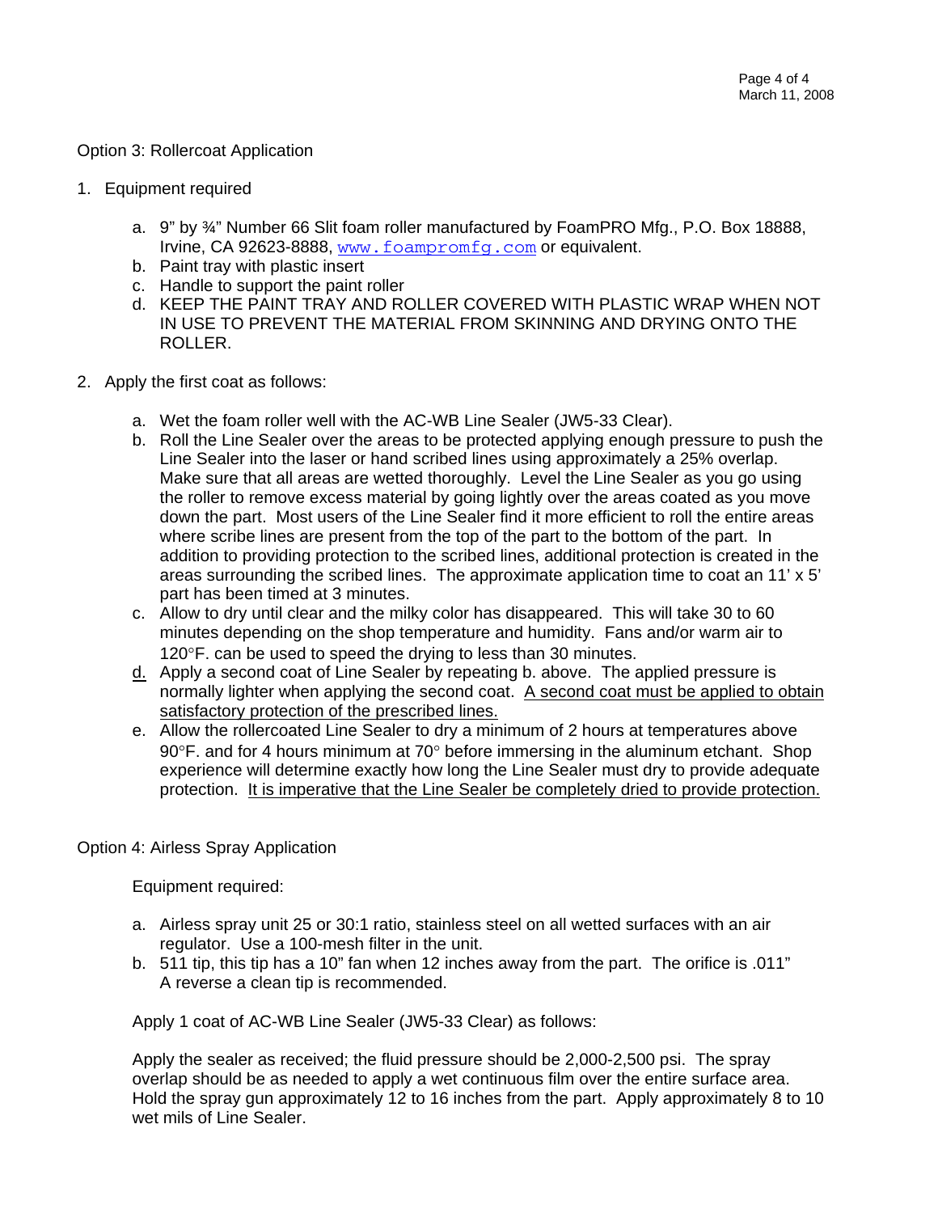Option 3: Rollercoat Application

1. Equipment required

   a. 9" by ¾" Number 66 Slit foam roller manufactured by FoamPRO Mfg., P.O. Box 18888, Irvine, CA 92623-8888, www.foampromfg.com or equivalent.
   b. Paint tray with plastic insert
   c. Handle to support the paint roller
   d. KEEP THE PAINT TRAY AND ROLLER COVERED WITH PLASTIC WRAP WHEN NOT IN USE TO PREVENT THE MATERIAL FROM SKINNING AND DRYING ONTO THE ROLLER.

2. Apply the first coat as follows:

   a. Wet the foam roller well with the AC-WB Line Sealer (JW5-33 Clear).
   b. Roll the Line Sealer over the areas to be protected applying enough pressure to push the Line Sealer into the laser or hand scribed lines using approximately a 25% overlap. Make sure that all areas are wetted thoroughly. Level the Line Sealer as you go using the roller to remove excess material by going lightly over the areas coated as you move down the part. Most users of the Line Sealer find it more efficient to roll the entire areas where scribe lines are present from the top of the part to the bottom of the part. In addition to providing protection to the scribed lines, additional protection is created in the areas surrounding the scribed lines. The approximate application time to coat an 11' x 5' part has been timed at 3 minutes.
   c. Allow to dry until clear and the milky color has disappeared. This will take 30 to 60 minutes depending on the shop temperature and humidity. Fans and/or warm air to 120°F. can be used to speed the drying to less than 30 minutes.
   d. Apply a second coat of Line Sealer by repeating b. above. The applied pressure is normally lighter when applying the second coat. <u>A second coat must be applied to obtain satisfactory protection of the prescribed lines.</u>
   e. Allow the rollercoated Line Sealer to dry a minimum of 2 hours at temperatures above 90°F. and for 4 hours minimum at 70° before immersing in the aluminum etchant. Shop experience will determine exactly how long the Line Sealer must dry to provide adequate protection. <u>It is imperative that the Line Sealer be completely dried to provide protection.</u>

Option 4: Airless Spray Application

Equipment required:

a. Airless spray unit 25 or 30:1 ratio, stainless steel on all wetted surfaces with an air regulator. Use a 100-mesh filter in the unit.
b. 511 tip, this tip has a 10" fan when 12 inches away from the part. The orifice is .011" A reverse a clean tip is recommended.

Apply 1 coat of AC-WB Line Sealer (JW5-33 Clear) as follows:

Apply the sealer as received; the fluid pressure should be 2,000-2,500 psi. The spray overlap should be as needed to apply a wet continuous film over the entire surface area. Hold the spray gun approximately 12 to 16 inches from the part. Apply approximately 8 to 10 wet mils of Line Sealer.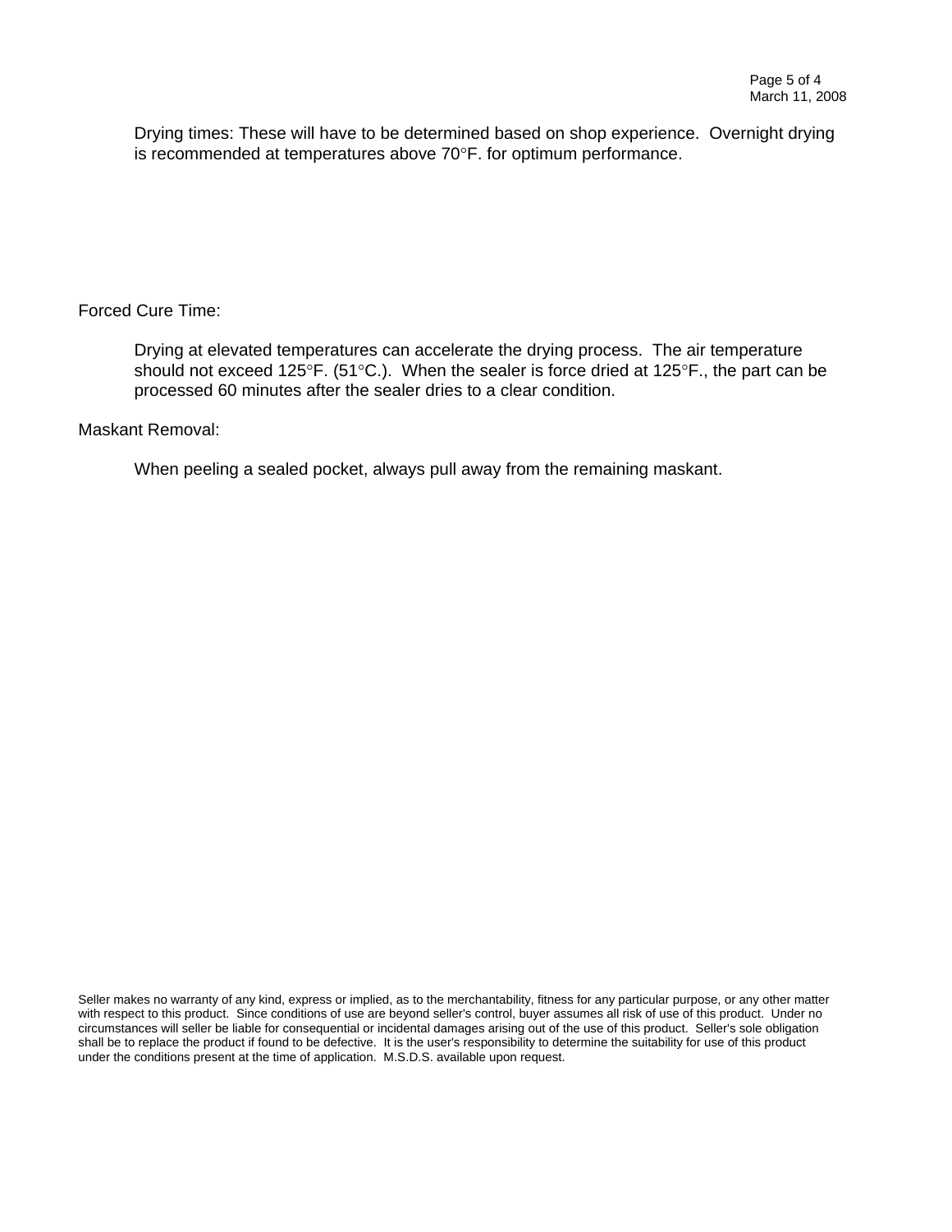Drying times: These will have to be determined based on shop experience. Overnight drying is recommended at temperatures above 70°F. for optimum performance.

Forced Cure Time:

Drying at elevated temperatures can accelerate the drying process. The air temperature should not exceed 125°F. (51°C.). When the sealer is force dried at 125°F., the part can be processed 60 minutes after the sealer dries to a clear condition.

Maskant Removal:

When peeling a sealed pocket, always pull away from the remaining maskant.

Seller makes no warranty of any kind, express or implied, as to the merchantability, fitness for any particular purpose, or any other matter with respect to this product. Since conditions of use are beyond seller's control, buyer assumes all risk of use of this product. Under no circumstances will seller be liable for consequential or incidental damages arising out of the use of this product. Seller's sole obligation shall be to replace the product if found to be defective. It is the user's responsibility to determine the suitability for use of this product under the conditions present at the time of application. M.S.D.S. available upon request.